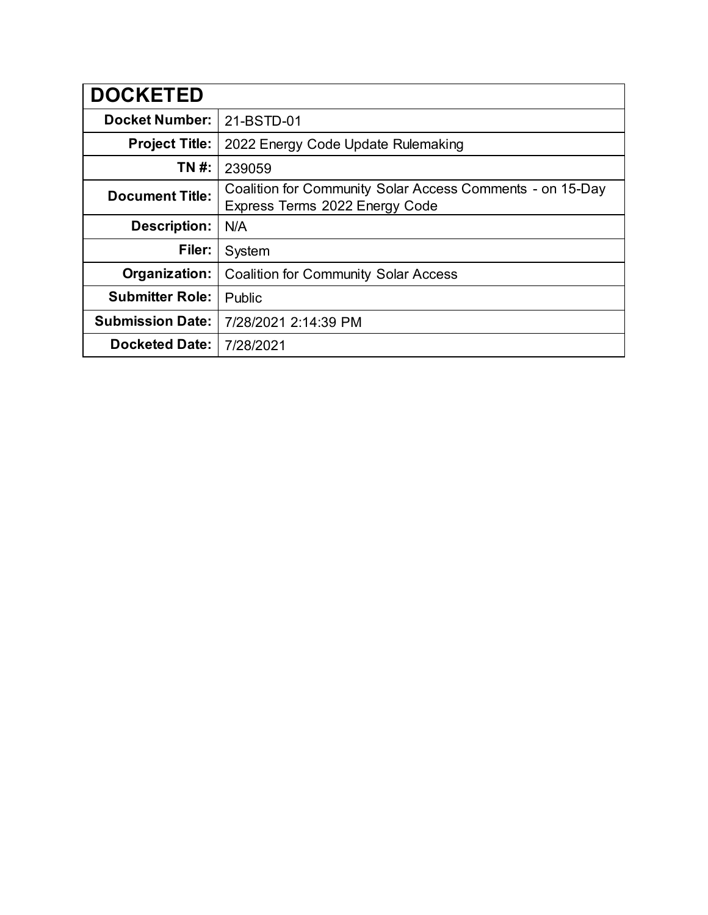| DOCKETED | |
|---|---|
| **Docket Number:** | 21-BSTD-01 |
| **Project Title:** | 2022 Energy Code Update Rulemaking |
| **TN #:** | 239059 |
| **Document Title:** | Coalition for Community Solar Access Comments - on 15-Day Express Terms 2022 Energy Code |
| **Description:** | N/A |
| **Filer:** | System |
| **Organization:** | Coalition for Community Solar Access |
| **Submitter Role:** | Public |
| **Submission Date:** | 7/28/2021 2:14:39 PM |
| **Docketed Date:** | 7/28/2021 |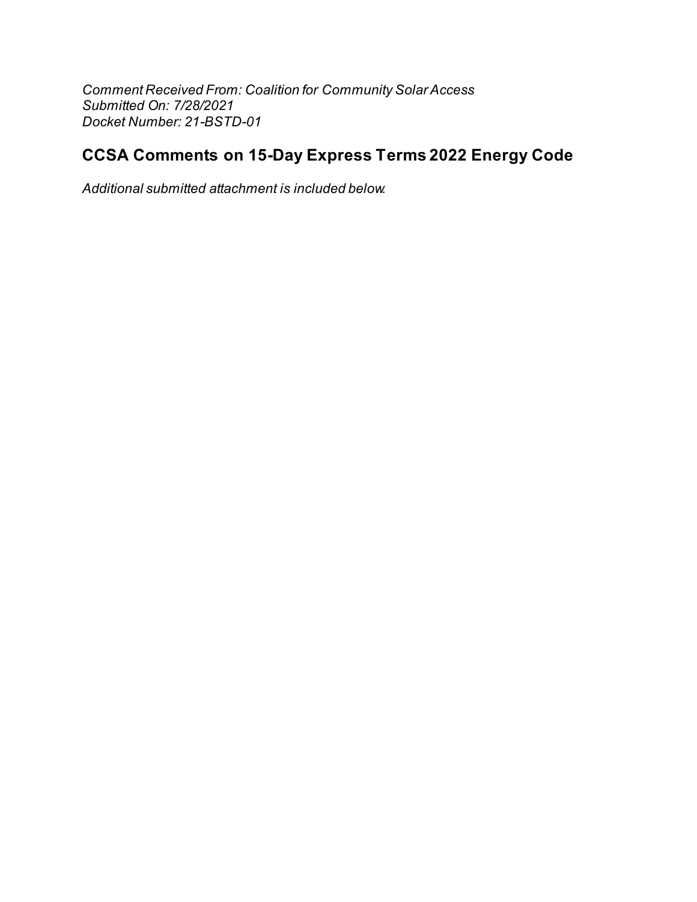*Comment Received From: Coalition for Community Solar Access*
*Submitted On: 7/28/2021*
*Docket Number: 21-BSTD-01*

## CCSA Comments on 15-Day Express Terms 2022 Energy Code

*Additional submitted attachment is included below.*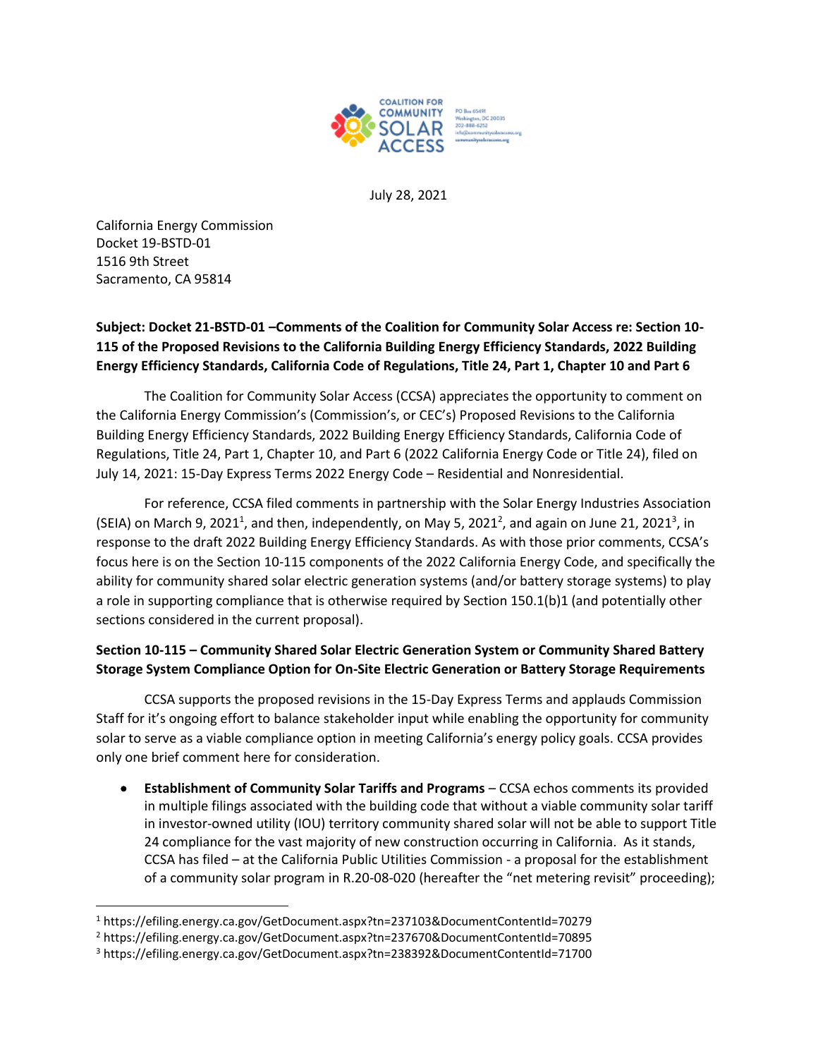July 28, 2021

California Energy Commission
Docket 19-BSTD-01
1516 9th Street
Sacramento, CA 95814

**Subject: Docket 21-BSTD-01 –Comments of the Coalition for Community Solar Access re: Section 10-115 of the Proposed Revisions to the California Building Energy Efficiency Standards, 2022 Building Energy Efficiency Standards, California Code of Regulations, Title 24, Part 1, Chapter 10 and Part 6**

The Coalition for Community Solar Access (CCSA) appreciates the opportunity to comment on the California Energy Commission's (Commission's, or CEC's) Proposed Revisions to the California Building Energy Efficiency Standards, 2022 Building Energy Efficiency Standards, California Code of Regulations, Title 24, Part 1, Chapter 10, and Part 6 (2022 California Energy Code or Title 24), filed on July 14, 2021: 15-Day Express Terms 2022 Energy Code – Residential and Nonresidential.

For reference, CCSA filed comments in partnership with the Solar Energy Industries Association (SEIA) on March 9, 2021[1], and then, independently, on May 5, 2021[2], and again on June 21, 2021[3], in response to the draft 2022 Building Energy Efficiency Standards. As with those prior comments, CCSA's focus here is on the Section 10-115 components of the 2022 California Energy Code, and specifically the ability for community shared solar electric generation systems (and/or battery storage systems) to play a role in supporting compliance that is otherwise required by Section 150.1(b)1 (and potentially other sections considered in the current proposal).

**Section 10-115 – Community Shared Solar Electric Generation System or Community Shared Battery Storage System Compliance Option for On-Site Electric Generation or Battery Storage Requirements**

CCSA supports the proposed revisions in the 15-Day Express Terms and applauds Commission Staff for it's ongoing effort to balance stakeholder input while enabling the opportunity for community solar to serve as a viable compliance option in meeting California's energy policy goals. CCSA provides only one brief comment here for consideration.

- **Establishment of Community Solar Tariffs and Programs** – CCSA echos comments its provided in multiple filings associated with the building code that without a viable community solar tariff in investor-owned utility (IOU) territory community shared solar will not be able to support Title 24 compliance for the vast majority of new construction occurring in California. As it stands, CCSA has filed – at the California Public Utilities Commission - a proposal for the establishment of a community solar program in R.20-08-020 (hereafter the "net metering revisit" proceeding);

---

[1] https://efiling.energy.ca.gov/GetDocument.aspx?tn=237103&DocumentContentId=70279

[2] https://efiling.energy.ca.gov/GetDocument.aspx?tn=237670&DocumentContentId=70895

[3] https://efiling.energy.ca.gov/GetDocument.aspx?tn=238392&DocumentContentId=71700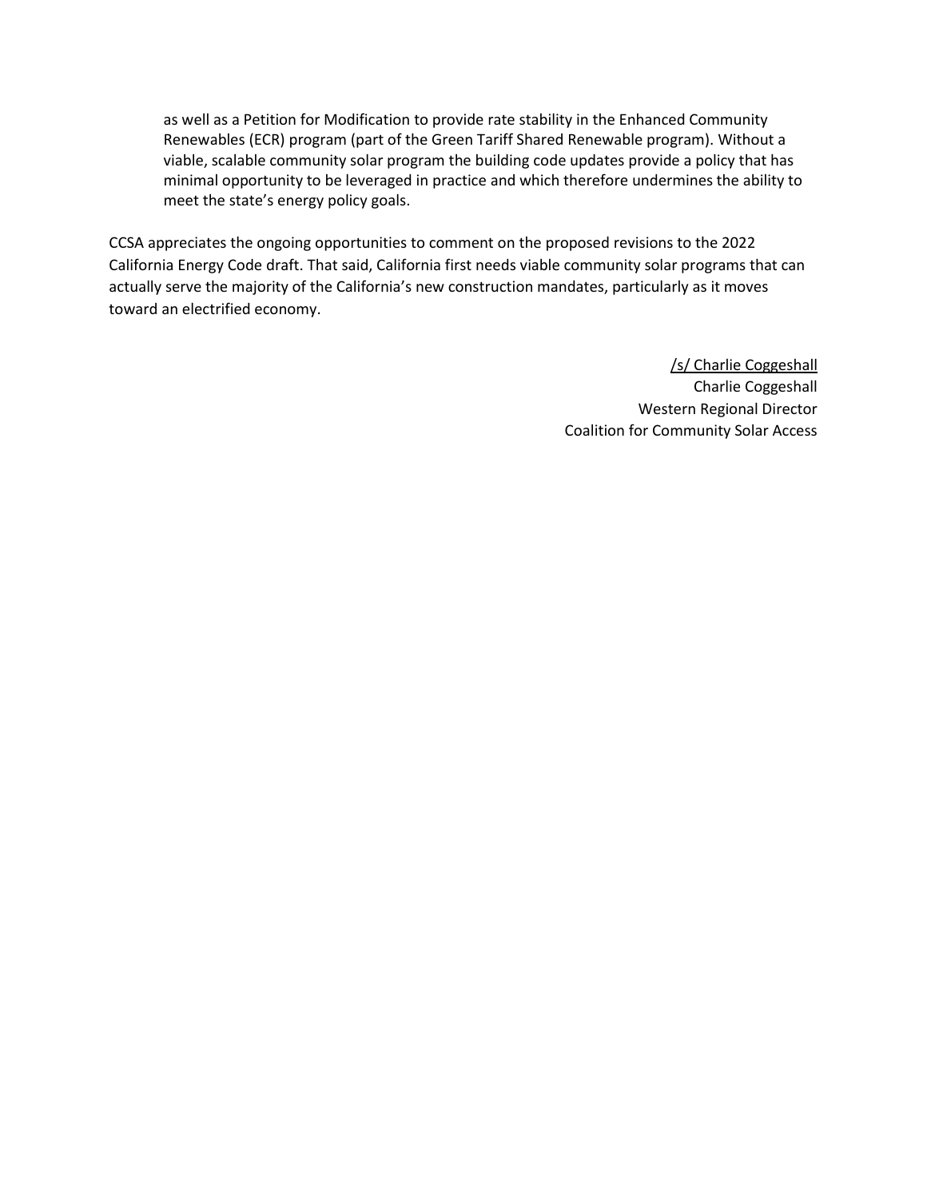as well as a Petition for Modification to provide rate stability in the Enhanced Community Renewables (ECR) program (part of the Green Tariff Shared Renewable program). Without a viable, scalable community solar program the building code updates provide a policy that has minimal opportunity to be leveraged in practice and which therefore undermines the ability to meet the state's energy policy goals.

CCSA appreciates the ongoing opportunities to comment on the proposed revisions to the 2022 California Energy Code draft. That said, California first needs viable community solar programs that can actually serve the majority of the California's new construction mandates, particularly as it moves toward an electrified economy.

<u>/s/ Charlie Coggeshall</u>
Charlie Coggeshall
Western Regional Director
Coalition for Community Solar Access